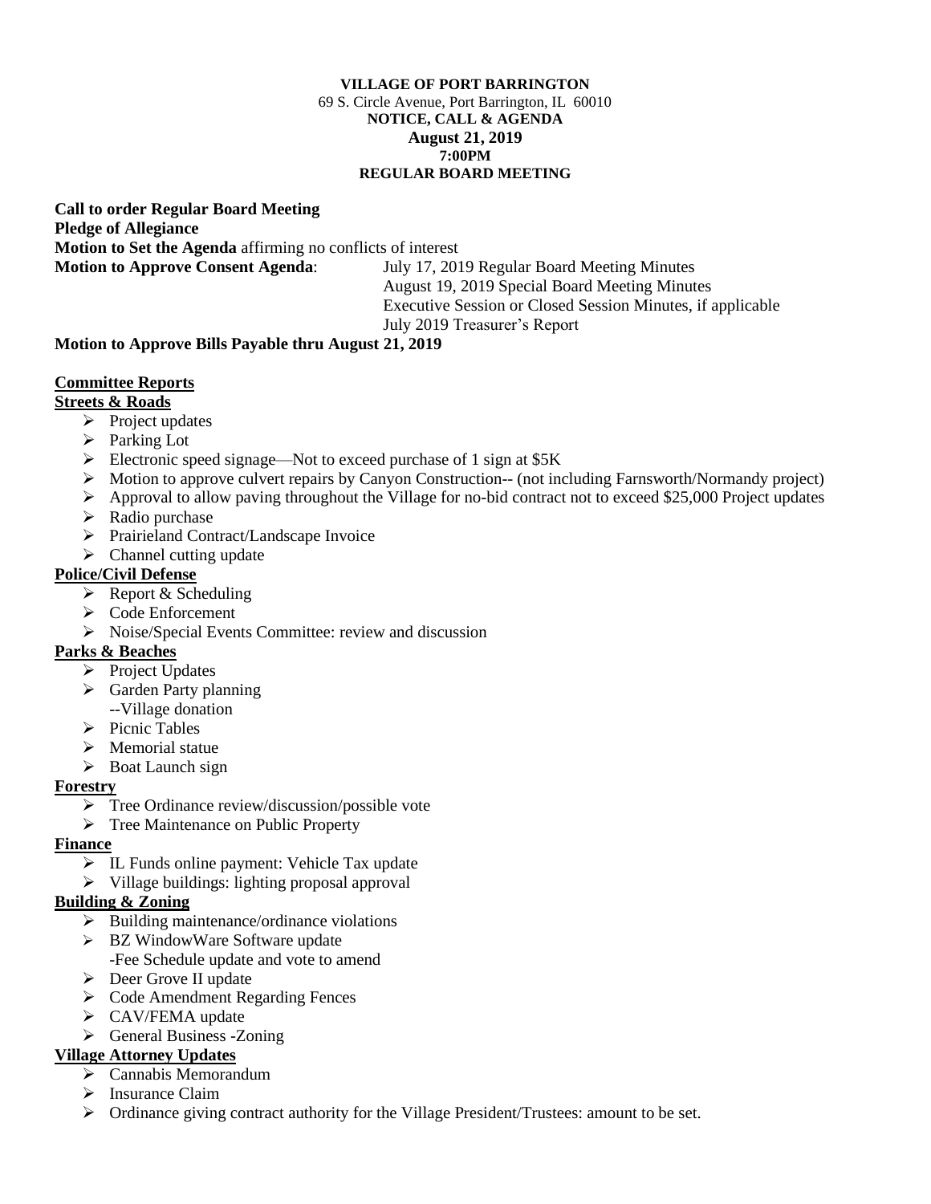**VILLAGE OF PORT BARRINGTON**
69 S. Circle Avenue, Port Barrington, IL 60010
**NOTICE, CALL & AGENDA**
**August 21, 2019**
**7:00PM**
**REGULAR BOARD MEETING**

**Call to order Regular Board Meeting**
**Pledge of Allegiance**
**Motion to Set the Agenda** affirming no conflicts of interest
**Motion to Approve Consent Agenda**: July 17, 2019 Regular Board Meeting Minutes
August 19, 2019 Special Board Meeting Minutes
Executive Session or Closed Session Minutes, if applicable
July 2019 Treasurer's Report

**Motion to Approve Bills Payable thru August 21, 2019**

**Committee Reports**

**Streets & Roads**

- Project updates
- Parking Lot
- Electronic speed signage—Not to exceed purchase of 1 sign at $5K
- Motion to approve culvert repairs by Canyon Construction-- (not including Farnsworth/Normandy project)
- Approval to allow paving throughout the Village for no-bid contract not to exceed $25,000 Project updates
- Radio purchase
- Prairieland Contract/Landscape Invoice
- Channel cutting update

**Police/Civil Defense**

- Report & Scheduling
- Code Enforcement
- Noise/Special Events Committee: review and discussion

**Parks & Beaches**

- Project Updates
- Garden Party planning
  --Village donation
- Picnic Tables
- Memorial statue
- Boat Launch sign

**Forestry**

- Tree Ordinance review/discussion/possible vote
- Tree Maintenance on Public Property

**Finance**

- IL Funds online payment: Vehicle Tax update
- Village buildings: lighting proposal approval

**Building & Zoning**

- Building maintenance/ordinance violations
- BZ WindowWare Software update
  -Fee Schedule update and vote to amend
- Deer Grove II update
- Code Amendment Regarding Fences
- CAV/FEMA update
- General Business -Zoning

**Village Attorney Updates**

- Cannabis Memorandum
- Insurance Claim
- Ordinance giving contract authority for the Village President/Trustees: amount to be set.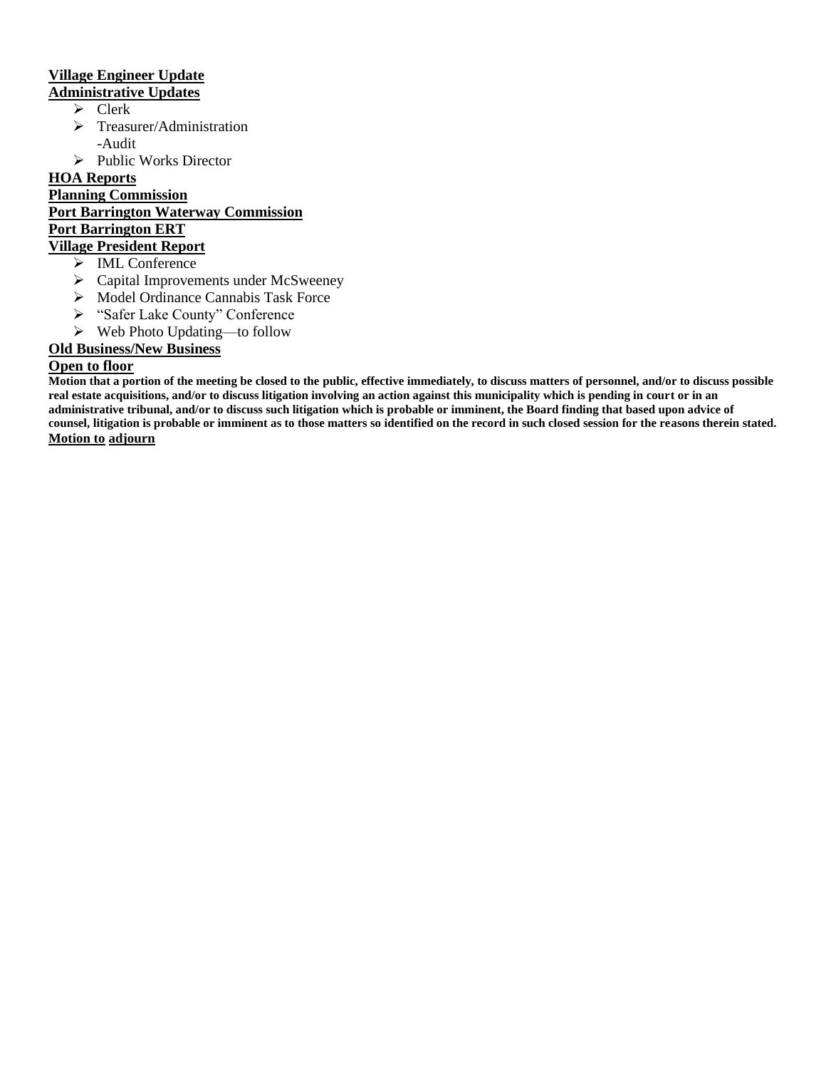**Village Engineer Update**

**Administrative Updates**

- Clerk
- Treasurer/Administration
  -Audit
- Public Works Director

**HOA Reports**

**Planning Commission**

**Port Barrington Waterway Commission**

**Port Barrington ERT**

**Village President Report**

- IML Conference
- Capital Improvements under McSweeney
- Model Ordinance Cannabis Task Force
- "Safer Lake County" Conference
- Web Photo Updating—to follow

**Old Business/New Business**

**Open to floor**

**Motion that a portion of the meeting be closed to the public, effective immediately, to discuss matters of personnel, and/or to discuss possible real estate acquisitions, and/or to discuss litigation involving an action against this municipality which is pending in court or in an administrative tribunal, and/or to discuss such litigation which is probable or imminent, the Board finding that based upon advice of counsel, litigation is probable or imminent as to those matters so identified on the record in such closed session for the reasons therein stated.**

**Motion to adjourn**